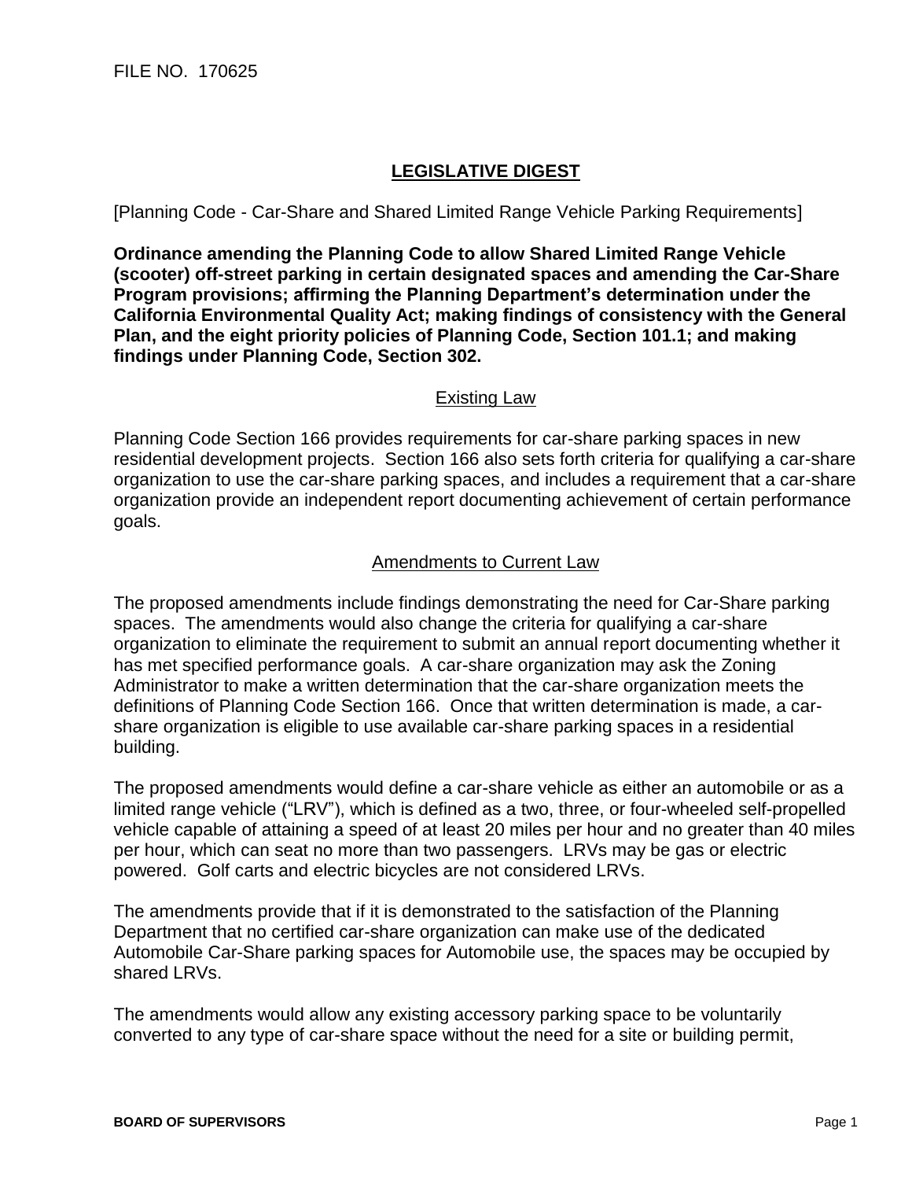FILE NO. 170625

# LEGISLATIVE DIGEST

[Planning Code - Car-Share and Shared Limited Range Vehicle Parking Requirements]

**Ordinance amending the Planning Code to allow Shared Limited Range Vehicle (scooter) off-street parking in certain designated spaces and amending the Car-Share Program provisions; affirming the Planning Department's determination under the California Environmental Quality Act; making findings of consistency with the General Plan, and the eight priority policies of Planning Code, Section 101.1; and making findings under Planning Code, Section 302.**

## Existing Law

Planning Code Section 166 provides requirements for car-share parking spaces in new residential development projects. Section 166 also sets forth criteria for qualifying a car-share organization to use the car-share parking spaces, and includes a requirement that a car-share organization provide an independent report documenting achievement of certain performance goals.

## Amendments to Current Law

The proposed amendments include findings demonstrating the need for Car-Share parking spaces. The amendments would also change the criteria for qualifying a car-share organization to eliminate the requirement to submit an annual report documenting whether it has met specified performance goals. A car-share organization may ask the Zoning Administrator to make a written determination that the car-share organization meets the definitions of Planning Code Section 166. Once that written determination is made, a car-share organization is eligible to use available car-share parking spaces in a residential building.

The proposed amendments would define a car-share vehicle as either an automobile or as a limited range vehicle ("LRV"), which is defined as a two, three, or four-wheeled self-propelled vehicle capable of attaining a speed of at least 20 miles per hour and no greater than 40 miles per hour, which can seat no more than two passengers. LRVs may be gas or electric powered. Golf carts and electric bicycles are not considered LRVs.

The amendments provide that if it is demonstrated to the satisfaction of the Planning Department that no certified car-share organization can make use of the dedicated Automobile Car-Share parking spaces for Automobile use, the spaces may be occupied by shared LRVs.

The amendments would allow any existing accessory parking space to be voluntarily converted to any type of car-share space without the need for a site or building permit,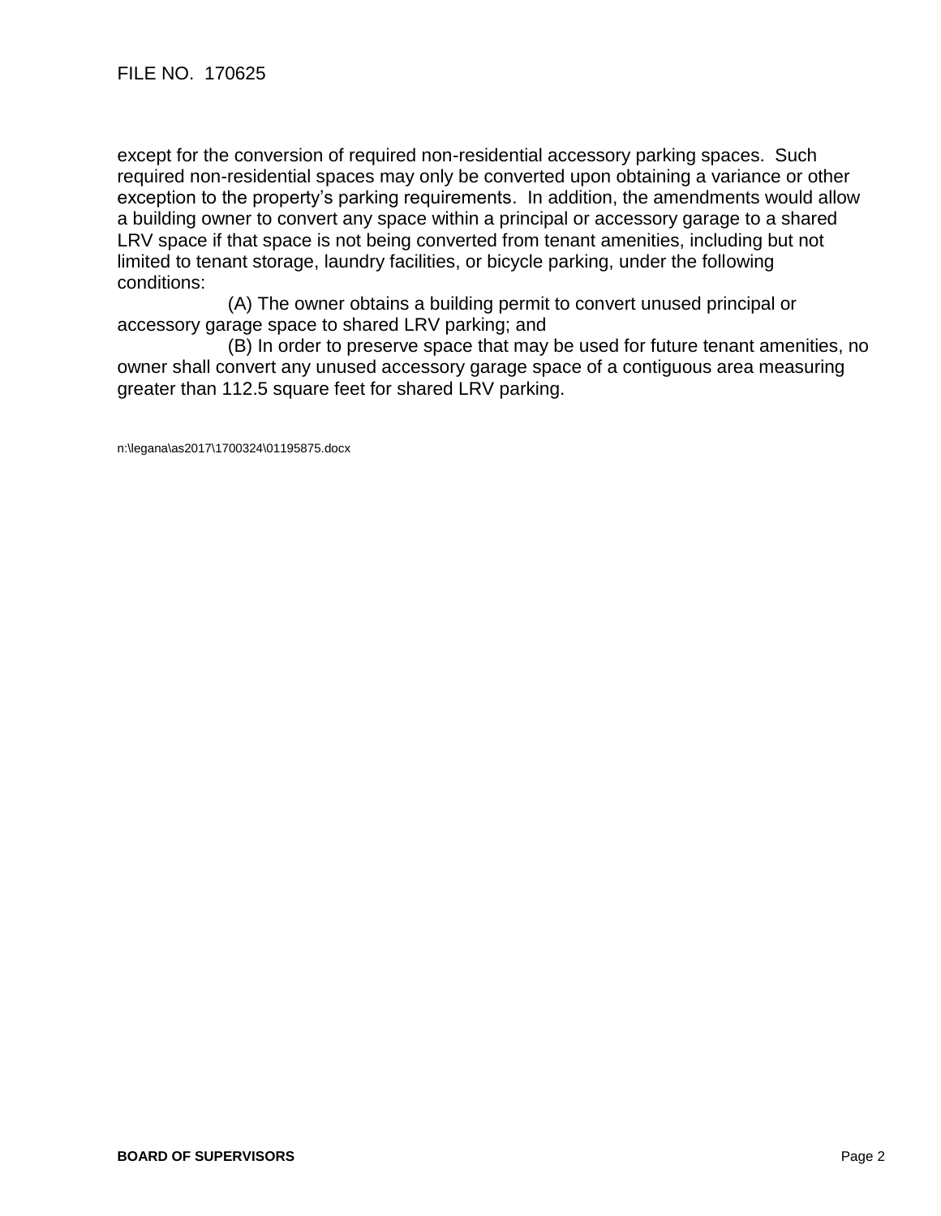except for the conversion of required non-residential accessory parking spaces. Such required non-residential spaces may only be converted upon obtaining a variance or other exception to the property's parking requirements. In addition, the amendments would allow a building owner to convert any space within a principal or accessory garage to a shared LRV space if that space is not being converted from tenant amenities, including but not limited to tenant storage, laundry facilities, or bicycle parking, under the following conditions:

(A) The owner obtains a building permit to convert unused principal or accessory garage space to shared LRV parking; and

(B) In order to preserve space that may be used for future tenant amenities, no owner shall convert any unused accessory garage space of a contiguous area measuring greater than 112.5 square feet for shared LRV parking.

n:\legana\as2017\1700324\01195875.docx